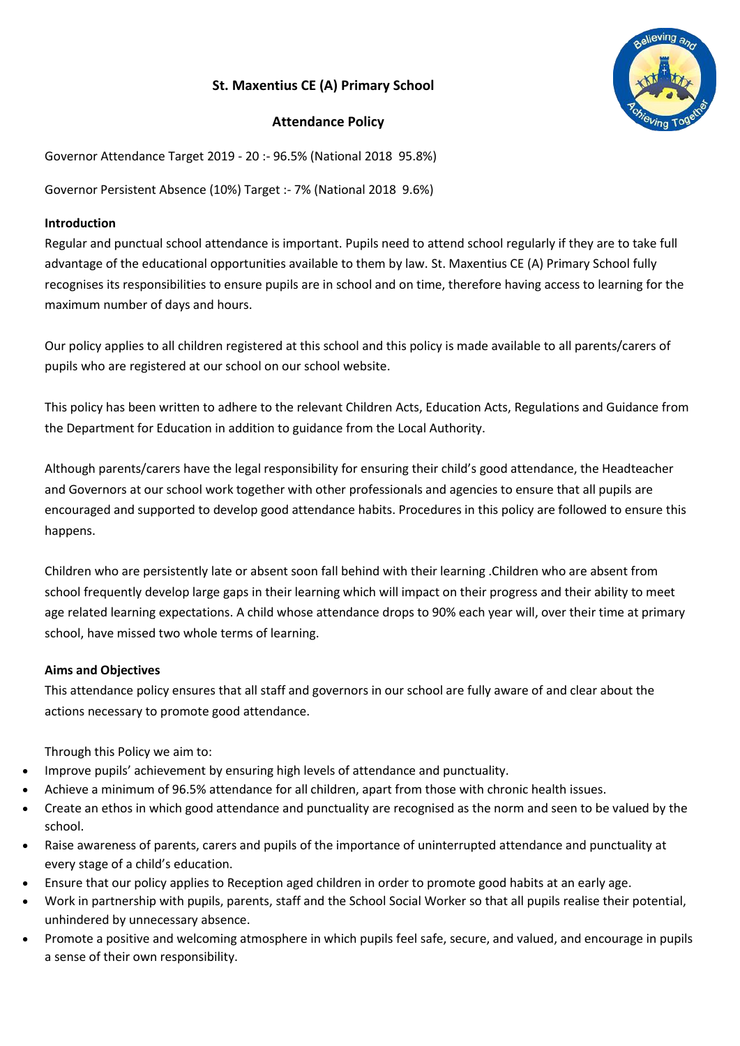# St. Maxentius CE (A) Primary School

## Attendance Policy

Governor Attendance Target 2019 - 20 :- 96.5% (National 2018 95.8%)

Governor Persistent Absence (10%) Target :- 7% (National 2018 9.6%)

**Introduction**

Regular and punctual school attendance is important. Pupils need to attend school regularly if they are to take full advantage of the educational opportunities available to them by law. St. Maxentius CE (A) Primary School fully recognises its responsibilities to ensure pupils are in school and on time, therefore having access to learning for the maximum number of days and hours.

Our policy applies to all children registered at this school and this policy is made available to all parents/carers of pupils who are registered at our school on our school website.

This policy has been written to adhere to the relevant Children Acts, Education Acts, Regulations and Guidance from the Department for Education in addition to guidance from the Local Authority.

Although parents/carers have the legal responsibility for ensuring their child's good attendance, the Headteacher and Governors at our school work together with other professionals and agencies to ensure that all pupils are encouraged and supported to develop good attendance habits. Procedures in this policy are followed to ensure this happens.

Children who are persistently late or absent soon fall behind with their learning .Children who are absent from school frequently develop large gaps in their learning which will impact on their progress and their ability to meet age related learning expectations. A child whose attendance drops to 90% each year will, over their time at primary school, have missed two whole terms of learning.

**Aims and Objectives**

This attendance policy ensures that all staff and governors in our school are fully aware of and clear about the actions necessary to promote good attendance.

Through this Policy we aim to:

- Improve pupils' achievement by ensuring high levels of attendance and punctuality.
- Achieve a minimum of 96.5% attendance for all children, apart from those with chronic health issues.
- Create an ethos in which good attendance and punctuality are recognised as the norm and seen to be valued by the school.
- Raise awareness of parents, carers and pupils of the importance of uninterrupted attendance and punctuality at every stage of a child's education.
- Ensure that our policy applies to Reception aged children in order to promote good habits at an early age.
- Work in partnership with pupils, parents, staff and the School Social Worker so that all pupils realise their potential, unhindered by unnecessary absence.
- Promote a positive and welcoming atmosphere in which pupils feel safe, secure, and valued, and encourage in pupils a sense of their own responsibility.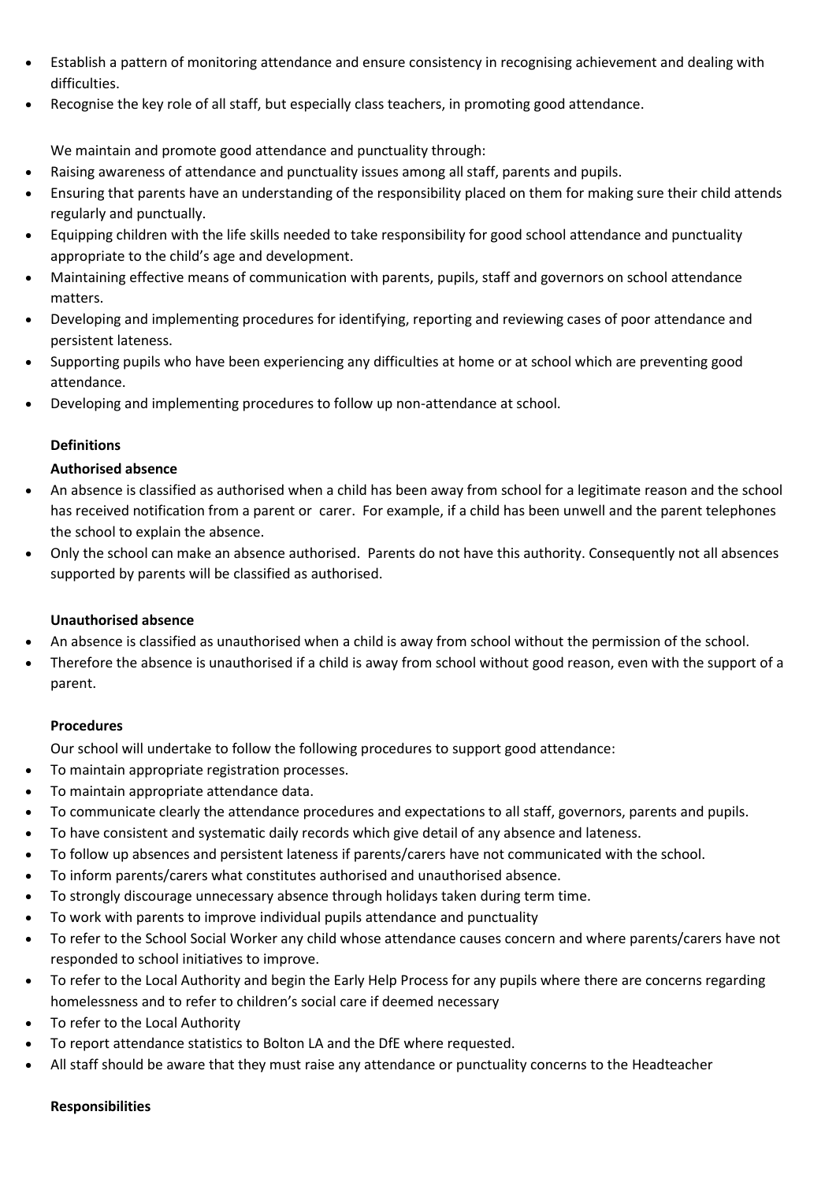- Establish a pattern of monitoring attendance and ensure consistency in recognising achievement and dealing with difficulties.
- Recognise the key role of all staff, but especially class teachers, in promoting good attendance.

We maintain and promote good attendance and punctuality through:

- Raising awareness of attendance and punctuality issues among all staff, parents and pupils.
- Ensuring that parents have an understanding of the responsibility placed on them for making sure their child attends regularly and punctually.
- Equipping children with the life skills needed to take responsibility for good school attendance and punctuality appropriate to the child's age and development.
- Maintaining effective means of communication with parents, pupils, staff and governors on school attendance matters.
- Developing and implementing procedures for identifying, reporting and reviewing cases of poor attendance and persistent lateness.
- Supporting pupils who have been experiencing any difficulties at home or at school which are preventing good attendance.
- Developing and implementing procedures to follow up non-attendance at school.

**Definitions**

**Authorised absence**

- An absence is classified as authorised when a child has been away from school for a legitimate reason and the school has received notification from a parent or carer. For example, if a child has been unwell and the parent telephones the school to explain the absence.
- Only the school can make an absence authorised. Parents do not have this authority. Consequently not all absences supported by parents will be classified as authorised.

**Unauthorised absence**

- An absence is classified as unauthorised when a child is away from school without the permission of the school.
- Therefore the absence is unauthorised if a child is away from school without good reason, even with the support of a parent.

**Procedures**

Our school will undertake to follow the following procedures to support good attendance:

- To maintain appropriate registration processes.
- To maintain appropriate attendance data.
- To communicate clearly the attendance procedures and expectations to all staff, governors, parents and pupils.
- To have consistent and systematic daily records which give detail of any absence and lateness.
- To follow up absences and persistent lateness if parents/carers have not communicated with the school.
- To inform parents/carers what constitutes authorised and unauthorised absence.
- To strongly discourage unnecessary absence through holidays taken during term time.
- To work with parents to improve individual pupils attendance and punctuality
- To refer to the School Social Worker any child whose attendance causes concern and where parents/carers have not responded to school initiatives to improve.
- To refer to the Local Authority and begin the Early Help Process for any pupils where there are concerns regarding homelessness and to refer to children's social care if deemed necessary
- To refer to the Local Authority
- To report attendance statistics to Bolton LA and the DfE where requested.
- All staff should be aware that they must raise any attendance or punctuality concerns to the Headteacher

**Responsibilities**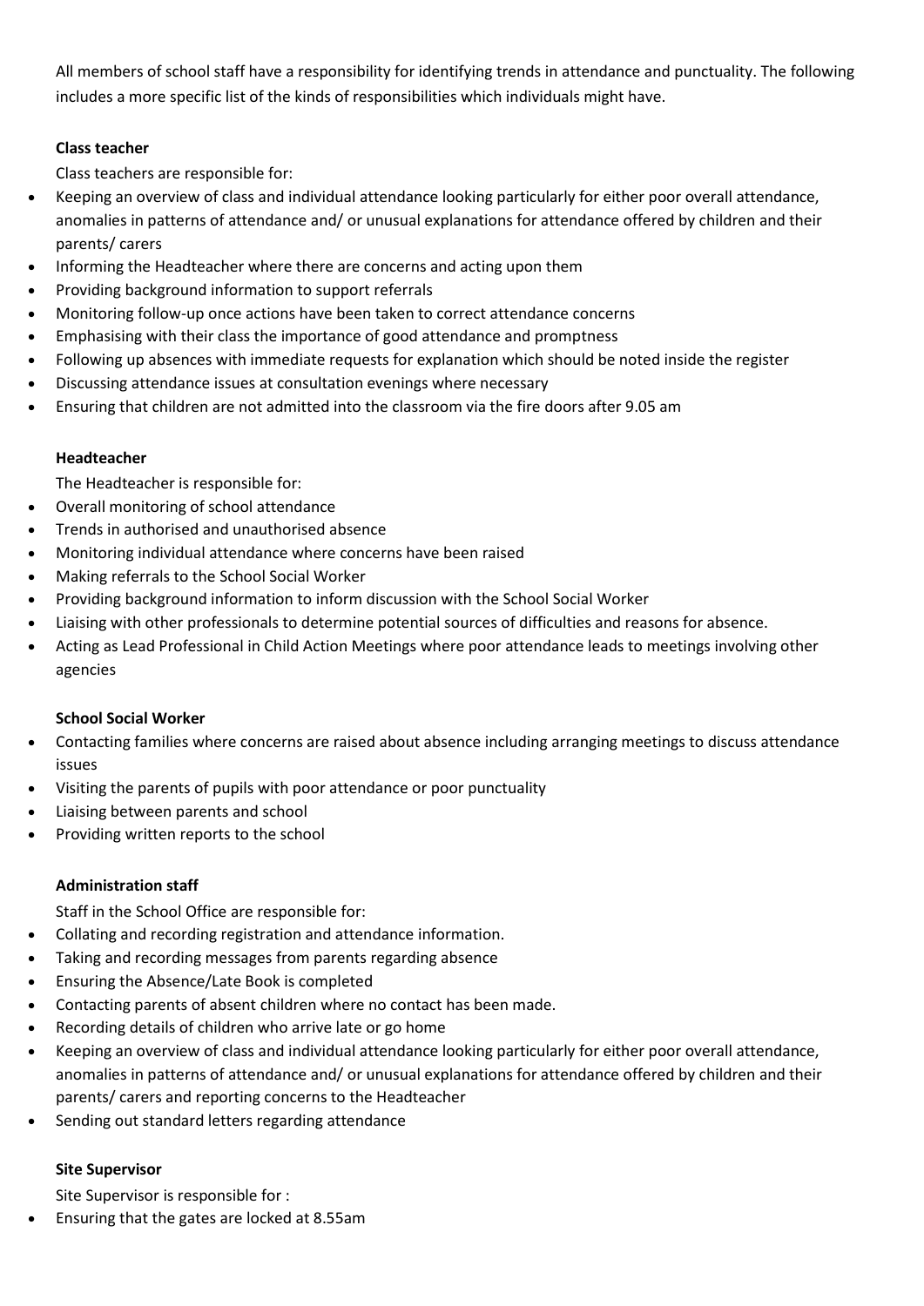All members of school staff have a responsibility for identifying trends in attendance and punctuality. The following includes a more specific list of the kinds of responsibilities which individuals might have.

**Class teacher**

Class teachers are responsible for:

- Keeping an overview of class and individual attendance looking particularly for either poor overall attendance, anomalies in patterns of attendance and/ or unusual explanations for attendance offered by children and their parents/ carers
- Informing the Headteacher where there are concerns and acting upon them
- Providing background information to support referrals
- Monitoring follow-up once actions have been taken to correct attendance concerns
- Emphasising with their class the importance of good attendance and promptness
- Following up absences with immediate requests for explanation which should be noted inside the register
- Discussing attendance issues at consultation evenings where necessary
- Ensuring that children are not admitted into the classroom via the fire doors after 9.05 am

**Headteacher**

The Headteacher is responsible for:

- Overall monitoring of school attendance
- Trends in authorised and unauthorised absence
- Monitoring individual attendance where concerns have been raised
- Making referrals to the School Social Worker
- Providing background information to inform discussion with the School Social Worker
- Liaising with other professionals to determine potential sources of difficulties and reasons for absence.
- Acting as Lead Professional in Child Action Meetings where poor attendance leads to meetings involving other agencies

**School Social Worker**

- Contacting families where concerns are raised about absence including arranging meetings to discuss attendance issues
- Visiting the parents of pupils with poor attendance or poor punctuality
- Liaising between parents and school
- Providing written reports to the school

**Administration staff**

Staff in the School Office are responsible for:

- Collating and recording registration and attendance information.
- Taking and recording messages from parents regarding absence
- Ensuring the Absence/Late Book is completed
- Contacting parents of absent children where no contact has been made.
- Recording details of children who arrive late or go home
- Keeping an overview of class and individual attendance looking particularly for either poor overall attendance, anomalies in patterns of attendance and/ or unusual explanations for attendance offered by children and their parents/ carers and reporting concerns to the Headteacher
- Sending out standard letters regarding attendance

**Site Supervisor**

Site Supervisor is responsible for :

- Ensuring that the gates are locked at 8.55am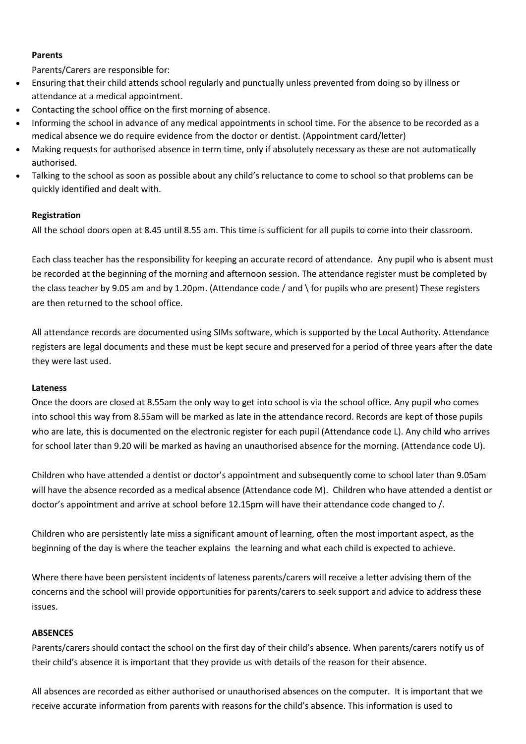**Parents**

Parents/Carers are responsible for:

- Ensuring that their child attends school regularly and punctually unless prevented from doing so by illness or attendance at a medical appointment.
- Contacting the school office on the first morning of absence.
- Informing the school in advance of any medical appointments in school time. For the absence to be recorded as a medical absence we do require evidence from the doctor or dentist. (Appointment card/letter)
- Making requests for authorised absence in term time, only if absolutely necessary as these are not automatically authorised.
- Talking to the school as soon as possible about any child's reluctance to come to school so that problems can be quickly identified and dealt with.

**Registration**

All the school doors open at 8.45 until 8.55 am. This time is sufficient for all pupils to come into their classroom.

Each class teacher has the responsibility for keeping an accurate record of attendance. Any pupil who is absent must be recorded at the beginning of the morning and afternoon session. The attendance register must be completed by the class teacher by 9.05 am and by 1.20pm. (Attendance code / and \ for pupils who are present) These registers are then returned to the school office.

All attendance records are documented using SIMs software, which is supported by the Local Authority. Attendance registers are legal documents and these must be kept secure and preserved for a period of three years after the date they were last used.

**Lateness**

Once the doors are closed at 8.55am the only way to get into school is via the school office. Any pupil who comes into school this way from 8.55am will be marked as late in the attendance record. Records are kept of those pupils who are late, this is documented on the electronic register for each pupil (Attendance code L). Any child who arrives for school later than 9.20 will be marked as having an unauthorised absence for the morning. (Attendance code U).

Children who have attended a dentist or doctor's appointment and subsequently come to school later than 9.05am will have the absence recorded as a medical absence (Attendance code M). Children who have attended a dentist or doctor's appointment and arrive at school before 12.15pm will have their attendance code changed to /.

Children who are persistently late miss a significant amount of learning, often the most important aspect, as the beginning of the day is where the teacher explains the learning and what each child is expected to achieve.

Where there have been persistent incidents of lateness parents/carers will receive a letter advising them of the concerns and the school will provide opportunities for parents/carers to seek support and advice to address these issues.

**ABSENCES**

Parents/carers should contact the school on the first day of their child's absence. When parents/carers notify us of their child's absence it is important that they provide us with details of the reason for their absence.

All absences are recorded as either authorised or unauthorised absences on the computer. It is important that we receive accurate information from parents with reasons for the child's absence. This information is used to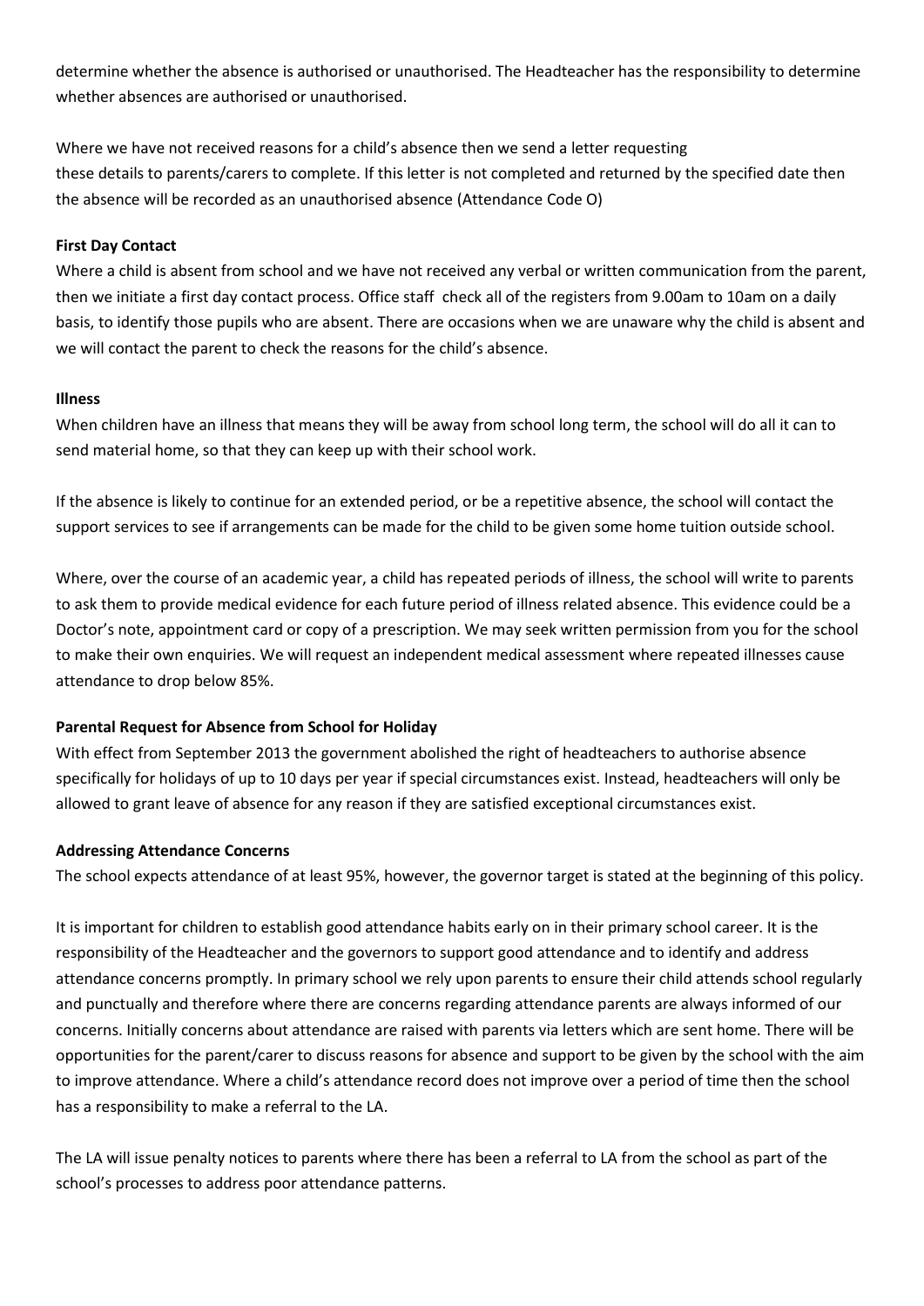determine whether the absence is authorised or unauthorised. The Headteacher has the responsibility to determine whether absences are authorised or unauthorised.

Where we have not received reasons for a child's absence then we send a letter requesting these details to parents/carers to complete. If this letter is not completed and returned by the specified date then the absence will be recorded as an unauthorised absence (Attendance Code O)

**First Day Contact**

Where a child is absent from school and we have not received any verbal or written communication from the parent, then we initiate a first day contact process. Office staff check all of the registers from 9.00am to 10am on a daily basis, to identify those pupils who are absent. There are occasions when we are unaware why the child is absent and we will contact the parent to check the reasons for the child's absence.

**Illness**

When children have an illness that means they will be away from school long term, the school will do all it can to send material home, so that they can keep up with their school work.

If the absence is likely to continue for an extended period, or be a repetitive absence, the school will contact the support services to see if arrangements can be made for the child to be given some home tuition outside school.

Where, over the course of an academic year, a child has repeated periods of illness, the school will write to parents to ask them to provide medical evidence for each future period of illness related absence. This evidence could be a Doctor's note, appointment card or copy of a prescription. We may seek written permission from you for the school to make their own enquiries. We will request an independent medical assessment where repeated illnesses cause attendance to drop below 85%.

**Parental Request for Absence from School for Holiday**

With effect from September 2013 the government abolished the right of headteachers to authorise absence specifically for holidays of up to 10 days per year if special circumstances exist. Instead, headteachers will only be allowed to grant leave of absence for any reason if they are satisfied exceptional circumstances exist.

**Addressing Attendance Concerns**

The school expects attendance of at least 95%, however, the governor target is stated at the beginning of this policy.

It is important for children to establish good attendance habits early on in their primary school career. It is the responsibility of the Headteacher and the governors to support good attendance and to identify and address attendance concerns promptly. In primary school we rely upon parents to ensure their child attends school regularly and punctually and therefore where there are concerns regarding attendance parents are always informed of our concerns. Initially concerns about attendance are raised with parents via letters which are sent home. There will be opportunities for the parent/carer to discuss reasons for absence and support to be given by the school with the aim to improve attendance. Where a child's attendance record does not improve over a period of time then the school has a responsibility to make a referral to the LA.

The LA will issue penalty notices to parents where there has been a referral to LA from the school as part of the school's processes to address poor attendance patterns.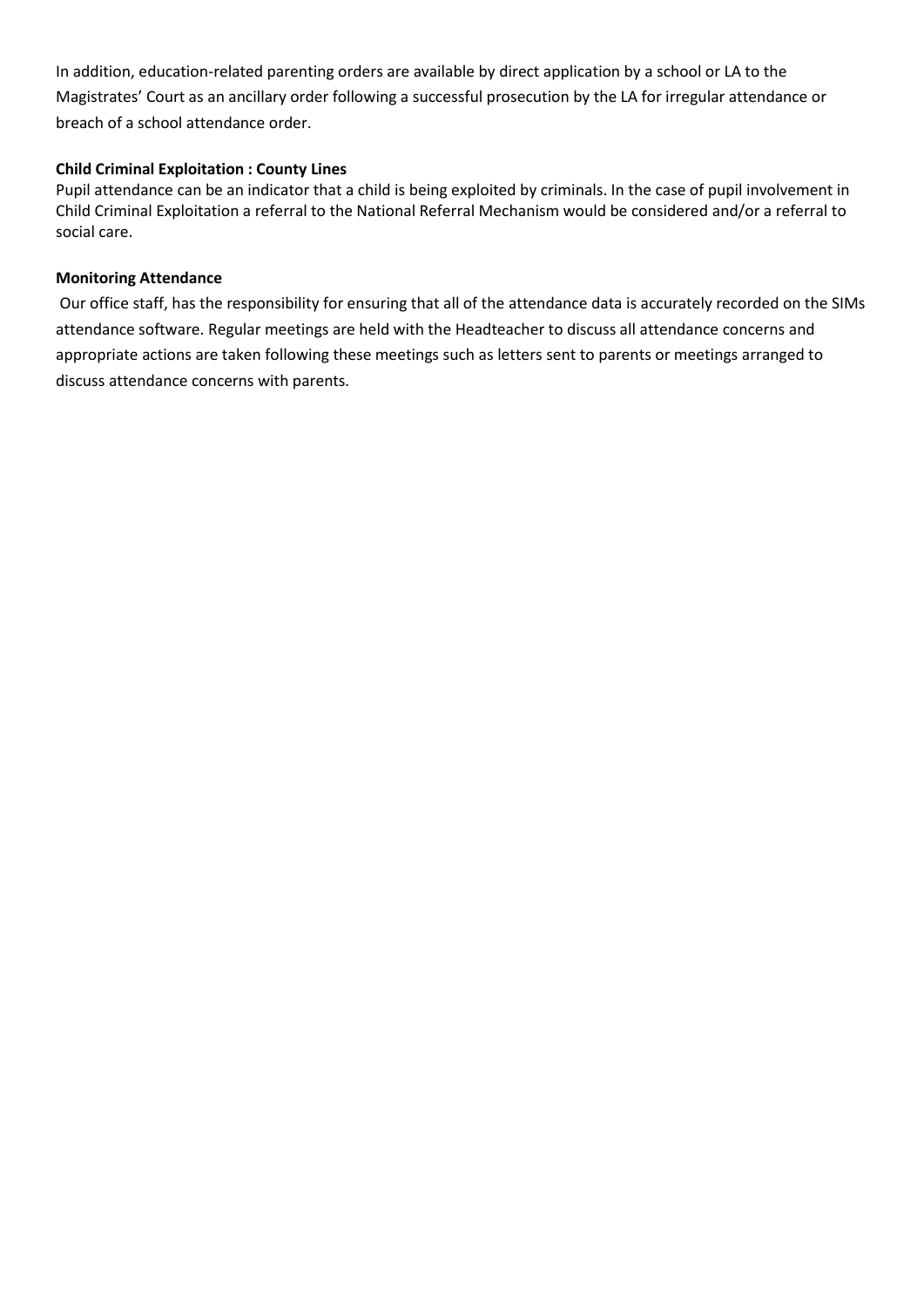In addition, education-related parenting orders are available by direct application by a school or LA to the Magistrates' Court as an ancillary order following a successful prosecution by the LA for irregular attendance or breach of a school attendance order.

**Child Criminal Exploitation : County Lines**

Pupil attendance can be an indicator that a child is being exploited by criminals. In the case of pupil involvement in Child Criminal Exploitation a referral to the National Referral Mechanism would be considered and/or a referral to social care.

**Monitoring Attendance**

Our office staff, has the responsibility for ensuring that all of the attendance data is accurately recorded on the SIMs attendance software. Regular meetings are held with the Headteacher to discuss all attendance concerns and appropriate actions are taken following these meetings such as letters sent to parents or meetings arranged to discuss attendance concerns with parents.